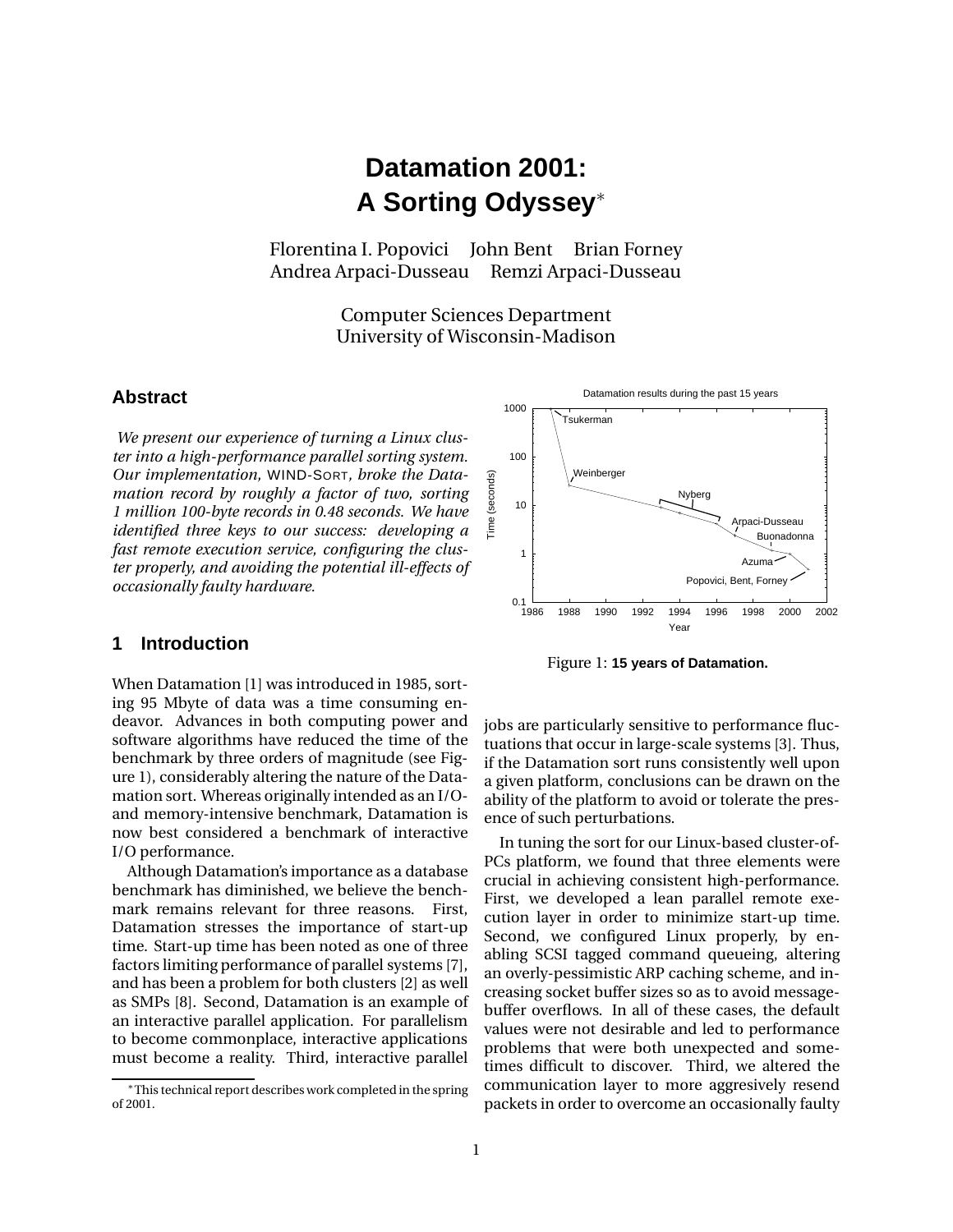# Datamation 2001: A Sorting Odyssey*

Florentina I. Popovici John Bent Brian Forney
Andrea Arpaci-Dusseau Remzi Arpaci-Dusseau

Computer Sciences Department
University of Wisconsin-Madison

## Abstract

*We present our experience of turning a Linux cluster into a high-performance parallel sorting system. Our implementation,* WIND-SORT*, broke the Datamation record by roughly a factor of two, sorting 1 million 100-byte records in 0.48 seconds. We have identified three keys to our success: developing a fast remote execution service, configuring the cluster properly, and avoiding the potential ill-effects of occasionally faulty hardware.*

## 1 Introduction

When Datamation [1] was introduced in 1985, sorting 95 Mbyte of data was a time consuming endeavor. Advances in both computing power and software algorithms have reduced the time of the benchmark by three orders of magnitude (see Figure 1), considerably altering the nature of the Datamation sort. Whereas originally intended as an I/O- and memory-intensive benchmark, Datamation is now best considered a benchmark of interactive I/O performance.

Although Datamation's importance as a database benchmark has diminished, we believe the benchmark remains relevant for three reasons. First, Datamation stresses the importance of start-up time. Start-up time has been noted as one of three factors limiting performance of parallel systems [7], and has been a problem for both clusters [2] as well as SMPs [8]. Second, Datamation is an example of an interactive parallel application. For parallelism to become commonplace, interactive applications must become a reality. Third, interactive parallel jobs are particularly sensitive to performance fluctuations that occur in large-scale systems [3]. Thus, if the Datamation sort runs consistently well upon a given platform, conclusions can be drawn on the ability of the platform to avoid or tolerate the presence of such perturbations.

Figure 1: **15 years of Datamation.**

In tuning the sort for our Linux-based cluster-of-PCs platform, we found that three elements were crucial in achieving consistent high-performance. First, we developed a lean parallel remote execution layer in order to minimize start-up time. Second, we configured Linux properly, by enabling SCSI tagged command queueing, altering an overly-pessimistic ARP caching scheme, and increasing socket buffer sizes so as to avoid message-buffer overflows. In all of these cases, the default values were not desirable and led to performance problems that were both unexpected and sometimes difficult to discover. Third, we altered the communication layer to more aggresively resend packets in order to overcome an occasionally faulty

*This technical report describes work completed in the spring of 2001.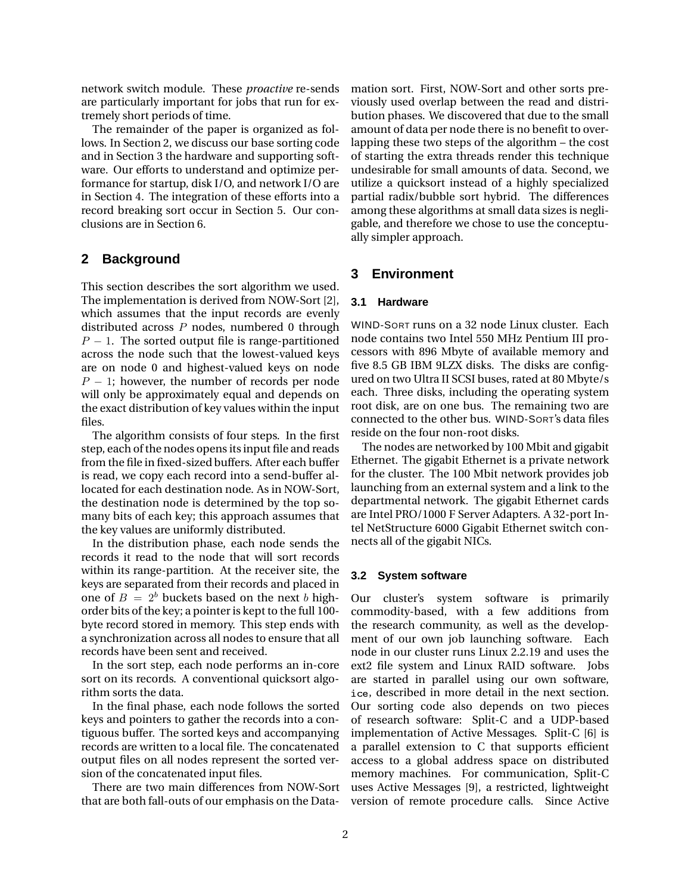network switch module. These *proactive* re-sends are particularly important for jobs that run for extremely short periods of time.

The remainder of the paper is organized as follows. In Section 2, we discuss our base sorting code and in Section 3 the hardware and supporting software. Our efforts to understand and optimize performance for startup, disk I/O, and network I/O are in Section 4. The integration of these efforts into a record breaking sort occur in Section 5. Our conclusions are in Section 6.

## 2 Background

This section describes the sort algorithm we used. The implementation is derived from NOW-Sort [2], which assumes that the input records are evenly distributed across $P$ nodes, numbered 0 through $P-1$. The sorted output file is range-partitioned across the node such that the lowest-valued keys are on node 0 and highest-valued keys on node $P-1$; however, the number of records per node will only be approximately equal and depends on the exact distribution of key values within the input files.

The algorithm consists of four steps. In the first step, each of the nodes opens its input file and reads from the file in fixed-sized buffers. After each buffer is read, we copy each record into a send-buffer allocated for each destination node. As in NOW-Sort, the destination node is determined by the top so-many bits of each key; this approach assumes that the key values are uniformly distributed.

In the distribution phase, each node sends the records it read to the node that will sort records within its range-partition. At the receiver site, the keys are separated from their records and placed in one of $B = 2^b$ buckets based on the next $b$ high-order bits of the key; a pointer is kept to the full 100-byte record stored in memory. This step ends with a synchronization across all nodes to ensure that all records have been sent and received.

In the sort step, each node performs an in-core sort on its records. A conventional quicksort algorithm sorts the data.

In the final phase, each node follows the sorted keys and pointers to gather the records into a contiguous buffer. The sorted keys and accompanying records are written to a local file. The concatenated output files on all nodes represent the sorted version of the concatenated input files.

There are two main differences from NOW-Sort that are both fall-outs of our emphasis on the Datamation sort. First, NOW-Sort and other sorts previously used overlap between the read and distribution phases. We discovered that due to the small amount of data per node there is no benefit to overlapping these two steps of the algorithm – the cost of starting the extra threads render this technique undesirable for small amounts of data. Second, we utilize a quicksort instead of a highly specialized partial radix/bubble sort hybrid. The differences among these algorithms at small data sizes is negligable, and therefore we chose to use the conceptually simpler approach.

## 3 Environment

### 3.1 Hardware

WIND-SORT runs on a 32 node Linux cluster. Each node contains two Intel 550 MHz Pentium III processors with 896 Mbyte of available memory and five 8.5 GB IBM 9LZX disks. The disks are configured on two Ultra II SCSI buses, rated at 80 Mbyte/s each. Three disks, including the operating system root disk, are on one bus. The remaining two are connected to the other bus. WIND-SORT's data files reside on the four non-root disks.

The nodes are networked by 100 Mbit and gigabit Ethernet. The gigabit Ethernet is a private network for the cluster. The 100 Mbit network provides job launching from an external system and a link to the departmental network. The gigabit Ethernet cards are Intel PRO/1000 F Server Adapters. A 32-port Intel NetStructure 6000 Gigabit Ethernet switch connects all of the gigabit NICs.

### 3.2 System software

Our cluster's system software is primarily commodity-based, with a few additions from the research community, as well as the development of our own job launching software. Each node in our cluster runs Linux 2.2.19 and uses the ext2 file system and Linux RAID software. Jobs are started in parallel using our own software, `ice`, described in more detail in the next section. Our sorting code also depends on two pieces of research software: Split-C and a UDP-based implementation of Active Messages. Split-C [6] is a parallel extension to C that supports efficient access to a global address space on distributed memory machines. For communication, Split-C uses Active Messages [9], a restricted, lightweight version of remote procedure calls. Since Active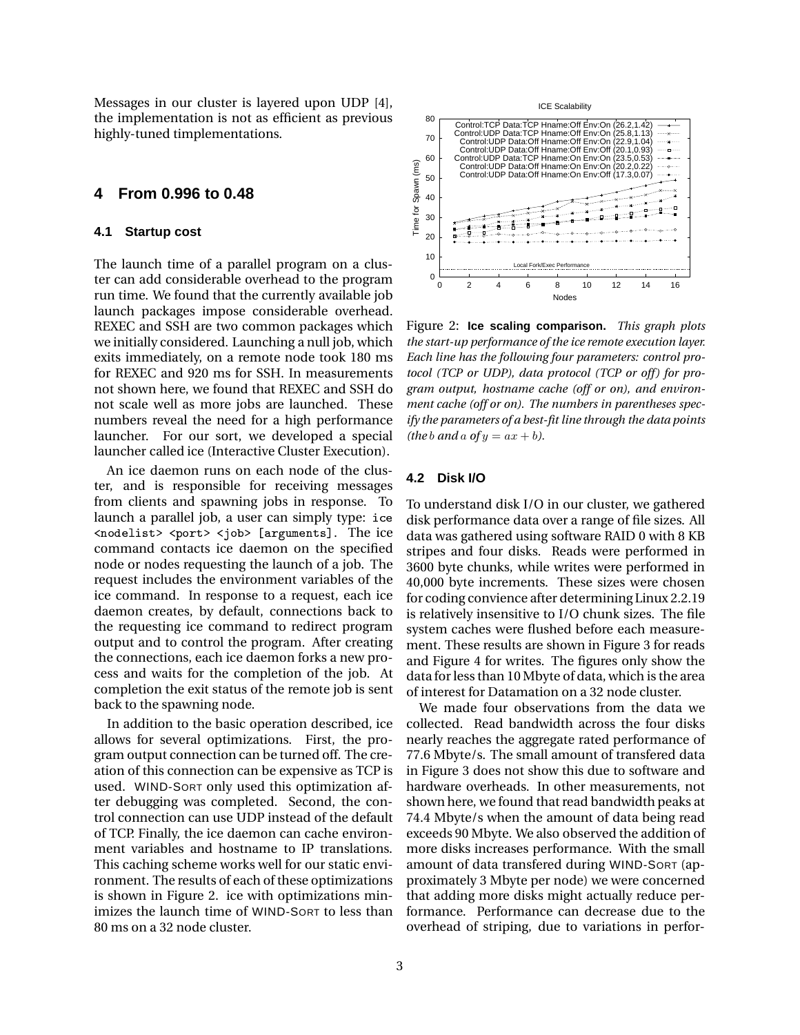Messages in our cluster is layered upon UDP [4], the implementation is not as efficient as previous highly-tuned timplementations.

## 4 From 0.996 to 0.48

### 4.1 Startup cost

The launch time of a parallel program on a cluster can add considerable overhead to the program run time. We found that the currently available job launch packages impose considerable overhead. REXEC and SSH are two common packages which we initially considered. Launching a null job, which exits immediately, on a remote node took 180 ms for REXEC and 920 ms for SSH. In measurements not shown here, we found that REXEC and SSH do not scale well as more jobs are launched. These numbers reveal the need for a high performance launcher. For our sort, we developed a special launcher called ice (Interactive Cluster Execution).

An ice daemon runs on each node of the cluster, and is responsible for receiving messages from clients and spawning jobs in response. To launch a parallel job, a user can simply type: `ice <nodelist> <port> <job> [arguments]`. The ice command contacts ice daemon on the specified node or nodes requesting the launch of a job. The request includes the environment variables of the ice command. In response to a request, each ice daemon creates, by default, connections back to the requesting ice command to redirect program output and to control the program. After creating the connections, each ice daemon forks a new process and waits for the completion of the job. At completion the exit status of the remote job is sent back to the spawning node.

In addition to the basic operation described, ice allows for several optimizations. First, the program output connection can be turned off. The creation of this connection can be expensive as TCP is used. WIND-SORT only used this optimization after debugging was completed. Second, the control connection can use UDP instead of the default of TCP. Finally, the ice daemon can cache environment variables and hostname to IP translations. This caching scheme works well for our static environment. The results of each of these optimizations is shown in Figure 2. ice with optimizations minimizes the launch time of WIND-SORT to less than 80 ms on a 32 node cluster.

Figure 2: **Ice scaling comparison.** *This graph plots the start-up performance of the ice remote execution layer. Each line has the following four parameters: control protocol (TCP or UDP), data protocol (TCP or off) for program output, hostname cache (off or on), and environment cache (off or on). The numbers in parentheses specify the parameters of a best-fit line through the data points (the $b$ and $a$ of $y = ax + b$).*

### 4.2 Disk I/O

To understand disk I/O in our cluster, we gathered disk performance data over a range of file sizes. All data was gathered using software RAID 0 with 8 KB stripes and four disks. Reads were performed in 3600 byte chunks, while writes were performed in 40,000 byte increments. These sizes were chosen for coding convience after determining Linux 2.2.19 is relatively insensitive to I/O chunk sizes. The file system caches were flushed before each measurement. These results are shown in Figure 3 for reads and Figure 4 for writes. The figures only show the data for less than 10 Mbyte of data, which is the area of interest for Datamation on a 32 node cluster.

We made four observations from the data we collected. Read bandwidth across the four disks nearly reaches the aggregate rated performance of 77.6 Mbyte/s. The small amount of transfered data in Figure 3 does not show this due to software and hardware overheads. In other measurements, not shown here, we found that read bandwidth peaks at 74.4 Mbyte/s when the amount of data being read exceeds 90 Mbyte. We also observed the addition of more disks increases performance. With the small amount of data transfered during WIND-SORT (approximately 3 Mbyte per node) we were concerned that adding more disks might actually reduce performance. Performance can decrease due to the overhead of striping, due to variations in perfor-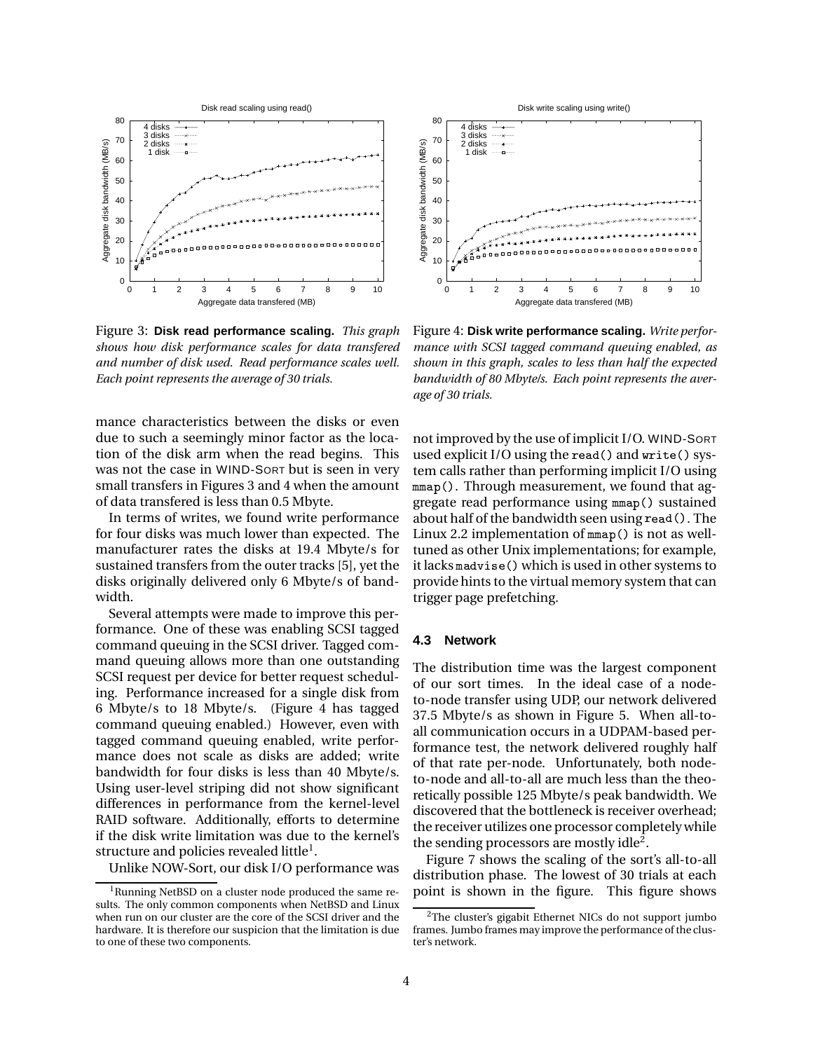Figure 3: **Disk read performance scaling.** *This graph shows how disk performance scales for data transfered and number of disk used. Read performance scales well. Each point represents the average of 30 trials.*

Figure 4: **Disk write performance scaling.** *Write performance with SCSI tagged command queuing enabled, as shown in this graph, scales to less than half the expected bandwidth of 80 Mbyte/s. Each point represents the average of 30 trials.*

mance characteristics between the disks or even due to such a seemingly minor factor as the location of the disk arm when the read begins. This was not the case in WIND-SORT but is seen in very small transfers in Figures 3 and 4 when the amount of data transfered is less than 0.5 Mbyte.

In terms of writes, we found write performance for four disks was much lower than expected. The manufacturer rates the disks at 19.4 Mbyte/s for sustained transfers from the outer tracks [5], yet the disks originally delivered only 6 Mbyte/s of bandwidth.

Several attempts were made to improve this performance. One of these was enabling SCSI tagged command queuing in the SCSI driver. Tagged command queuing allows more than one outstanding SCSI request per device for better request scheduling. Performance increased for a single disk from 6 Mbyte/s to 18 Mbyte/s. (Figure 4 has tagged command queuing enabled.) However, even with tagged command queuing enabled, write performance does not scale as disks are added; write bandwidth for four disks is less than 40 Mbyte/s. Using user-level striping did not show significant differences in performance from the kernel-level RAID software. Additionally, efforts to determine if the disk write limitation was due to the kernel's structure and policies revealed little[1].

Unlike NOW-Sort, our disk I/O performance was not improved by the use of implicit I/O. WIND-SORT used explicit I/O using the `read()` and `write()` system calls rather than performing implicit I/O using `mmap()`. Through measurement, we found that aggregate read performance using `mmap()` sustained about half of the bandwidth seen using `read()`. The Linux 2.2 implementation of `mmap()` is not as well-tuned as other Unix implementations; for example, it lacks `madvise()` which is used in other systems to provide hints to the virtual memory system that can trigger page prefetching.

### 4.3 Network

The distribution time was the largest component of our sort times. In the ideal case of a node-to-node transfer using UDP, our network delivered 37.5 Mbyte/s as shown in Figure 5. When all-to-all communication occurs in a UDPAM-based performance test, the network delivered roughly half of that rate per-node. Unfortunately, both node-to-node and all-to-all are much less than the theoretically possible 125 Mbyte/s peak bandwidth. We discovered that the bottleneck is receiver overhead; the receiver utilizes one processor completely while the sending processors are mostly idle[2].

Figure 7 shows the scaling of the sort's all-to-all distribution phase. The lowest of 30 trials at each point is shown in the figure. This figure shows

[1] Running NetBSD on a cluster node produced the same results. The only common components when NetBSD and Linux when run on our cluster are the core of the SCSI driver and the hardware. It is therefore our suspicion that the limitation is due to one of these two components.

[2] The cluster's gigabit Ethernet NICs do not support jumbo frames. Jumbo frames may improve the performance of the cluster's network.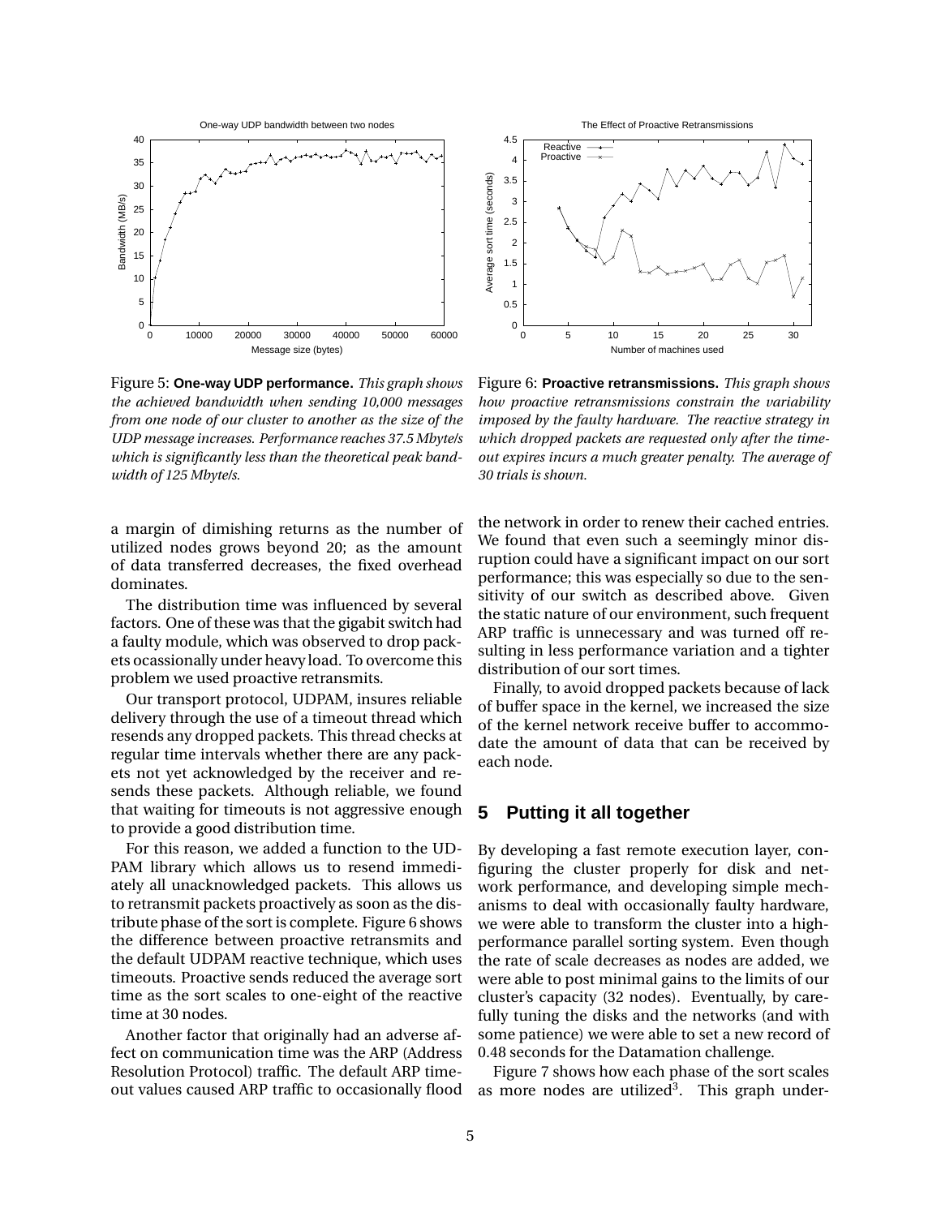Figure 5: **One-way UDP performance.** *This graph shows the achieved bandwidth when sending 10,000 messages from one node of our cluster to another as the size of the UDP message increases. Performance reaches 37.5 Mbyte/s which is significantly less than the theoretical peak bandwidth of 125 Mbyte/s.*

Figure 6: **Proactive retransmissions.** *This graph shows how proactive retransmissions constrain the variability imposed by the faulty hardware. The reactive strategy in which dropped packets are requested only after the timeout expires incurs a much greater penalty. The average of 30 trials is shown.*

a margin of dimishing returns as the number of utilized nodes grows beyond 20; as the amount of data transferred decreases, the fixed overhead dominates.

The distribution time was influenced by several factors. One of these was that the gigabit switch had a faulty module, which was observed to drop packets ocassionally under heavy load. To overcome this problem we used proactive retransmits.

Our transport protocol, UDPAM, insures reliable delivery through the use of a timeout thread which resends any dropped packets. This thread checks at regular time intervals whether there are any packets not yet acknowledged by the receiver and resends these packets. Although reliable, we found that waiting for timeouts is not aggressive enough to provide a good distribution time.

For this reason, we added a function to the UDPAM library which allows us to resend immediately all unacknowledged packets. This allows us to retransmit packets proactively as soon as the distribute phase of the sort is complete. Figure 6 shows the difference between proactive retransmits and the default UDPAM reactive technique, which uses timeouts. Proactive sends reduced the average sort time as the sort scales to one-eight of the reactive time at 30 nodes.

Another factor that originally had an adverse affect on communication time was the ARP (Address Resolution Protocol) traffic. The default ARP timeout values caused ARP traffic to occasionally flood the network in order to renew their cached entries. We found that even such a seemingly minor disruption could have a significant impact on our sort performance; this was especially so due to the sensitivity of our switch as described above. Given the static nature of our environment, such frequent ARP traffic is unnecessary and was turned off resulting in less performance variation and a tighter distribution of our sort times.

Finally, to avoid dropped packets because of lack of buffer space in the kernel, we increased the size of the kernel network receive buffer to accommodate the amount of data that can be received by each node.

## 5 Putting it all together

By developing a fast remote execution layer, configuring the cluster properly for disk and network performance, and developing simple mechanisms to deal with occasionally faulty hardware, we were able to transform the cluster into a high-performance parallel sorting system. Even though the rate of scale decreases as nodes are added, we were able to post minimal gains to the limits of our cluster's capacity (32 nodes). Eventually, by carefully tuning the disks and the networks (and with some patience) we were able to set a new record of 0.48 seconds for the Datamation challenge.

Figure 7 shows how each phase of the sort scales as more nodes are utilized[3]. This graph under-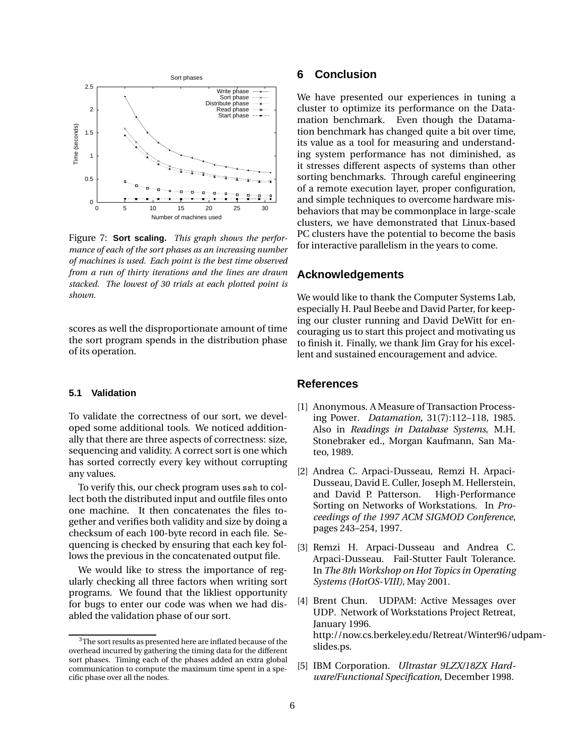Figure 7: **Sort scaling.** *This graph shows the performance of each of the sort phases as an increasing number of machines is used. Each point is the best time observed from a run of thirty iterations and the lines are drawn stacked. The lowest of 30 trials at each plotted point is shown.*

scores as well the disproportionate amount of time the sort program spends in the distribution phase of its operation.

### 5.1 Validation

To validate the correctness of our sort, we developed some additional tools. We noticed additionally that there are three aspects of correctness: size, sequencing and validity. A correct sort is one which has sorted correctly every key without corrupting any values.

To verify this, our check program uses `ssh` to collect both the distributed input and outfile files onto one machine. It then concatenates the files together and verifies both validity and size by doing a checksum of each 100-byte record in each file. Sequencing is checked by ensuring that each key follows the previous in the concatenated output file.

We would like to stress the importance of regularly checking all three factors when writing sort programs. We found that the likliest opportunity for bugs to enter our code was when we had disabled the validation phase of our sort.

[3] The sort results as presented here are inflated because of the overhead incurred by gathering the timing data for the different sort phases. Timing each of the phases added an extra global communication to compute the maximum time spent in a specific phase over all the nodes.

## 6 Conclusion

We have presented our experiences in tuning a cluster to optimize its performance on the Datamation benchmark. Even though the Datamation benchmark has changed quite a bit over time, its value as a tool for measuring and understanding system performance has not diminished, as it stresses different aspects of systems than other sorting benchmarks. Through careful engineering of a remote execution layer, proper configuration, and simple techniques to overcome hardware misbehaviors that may be commonplace in large-scale clusters, we have demonstrated that Linux-based PC clusters have the potential to become the basis for interactive parallelism in the years to come.

## Acknowledgements

We would like to thank the Computer Systems Lab, especially H. Paul Beebe and David Parter, for keeping our cluster running and David DeWitt for encouraging us to start this project and motivating us to finish it. Finally, we thank Jim Gray for his excellent and sustained encouragement and advice.

## References

[1] Anonymous. A Measure of Transaction Processing Power. *Datamation*, 31(7):112–118, 1985. Also in *Readings in Database Systems*, M.H. Stonebraker ed., Morgan Kaufmann, San Mateo, 1989.

[2] Andrea C. Arpaci-Dusseau, Remzi H. Arpaci-Dusseau, David E. Culler, Joseph M. Hellerstein, and David P. Patterson. High-Performance Sorting on Networks of Workstations. In *Proceedings of the 1997 ACM SIGMOD Conference*, pages 243–254, 1997.

[3] Remzi H. Arpaci-Dusseau and Andrea C. Arpaci-Dusseau. Fail-Stutter Fault Tolerance. In *The 8th Workshop on Hot Topics in Operating Systems (HotOS-VIII)*, May 2001.

[4] Brent Chun. UDPAM: Active Messages over UDP. Network of Workstations Project Retreat, January 1996. http://now.cs.berkeley.edu/Retreat/Winter96/udpam-slides.ps.

[5] IBM Corporation. *Ultrastar 9LZX/18ZX Hardware/Functional Specification*, December 1998.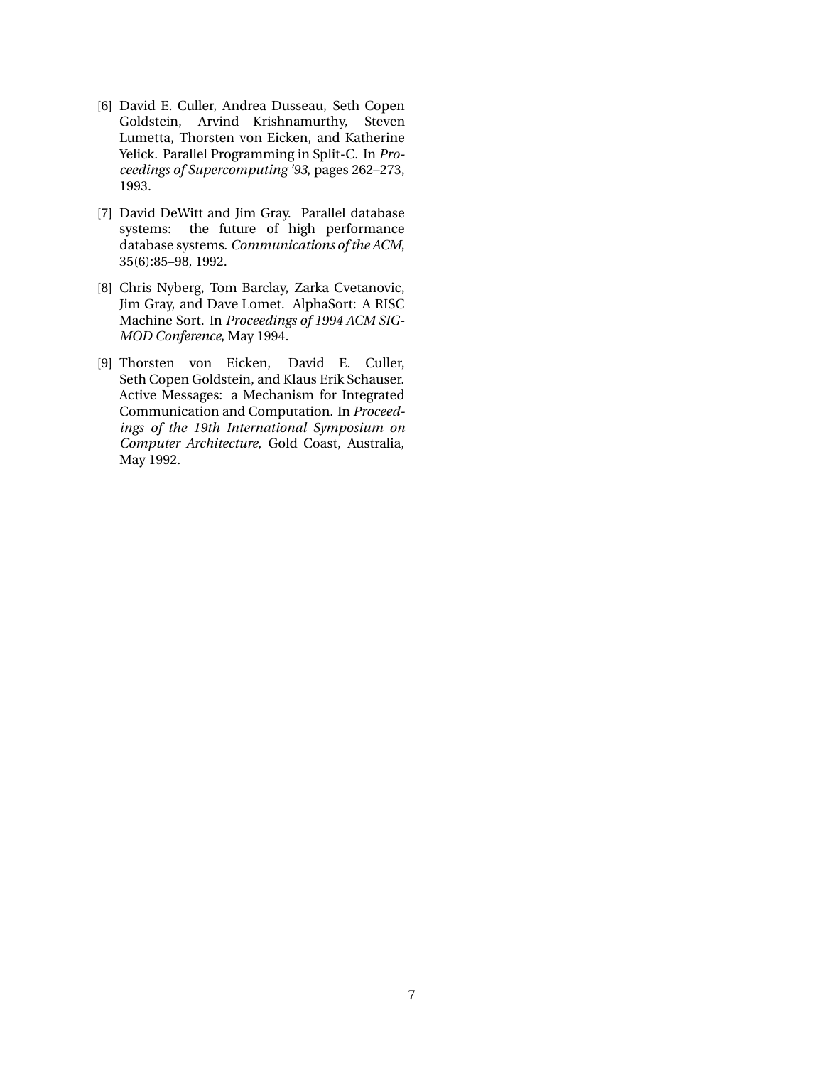[6] David E. Culler, Andrea Dusseau, Seth Copen Goldstein, Arvind Krishnamurthy, Steven Lumetta, Thorsten von Eicken, and Katherine Yelick. Parallel Programming in Split-C. In *Proceedings of Supercomputing '93*, pages 262–273, 1993.

[7] David DeWitt and Jim Gray. Parallel database systems: the future of high performance database systems. *Communications of the ACM*, 35(6):85–98, 1992.

[8] Chris Nyberg, Tom Barclay, Zarka Cvetanovic, Jim Gray, and Dave Lomet. AlphaSort: A RISC Machine Sort. In *Proceedings of 1994 ACM SIGMOD Conference*, May 1994.

[9] Thorsten von Eicken, David E. Culler, Seth Copen Goldstein, and Klaus Erik Schauser. Active Messages: a Mechanism for Integrated Communication and Computation. In *Proceedings of the 19th International Symposium on Computer Architecture*, Gold Coast, Australia, May 1992.